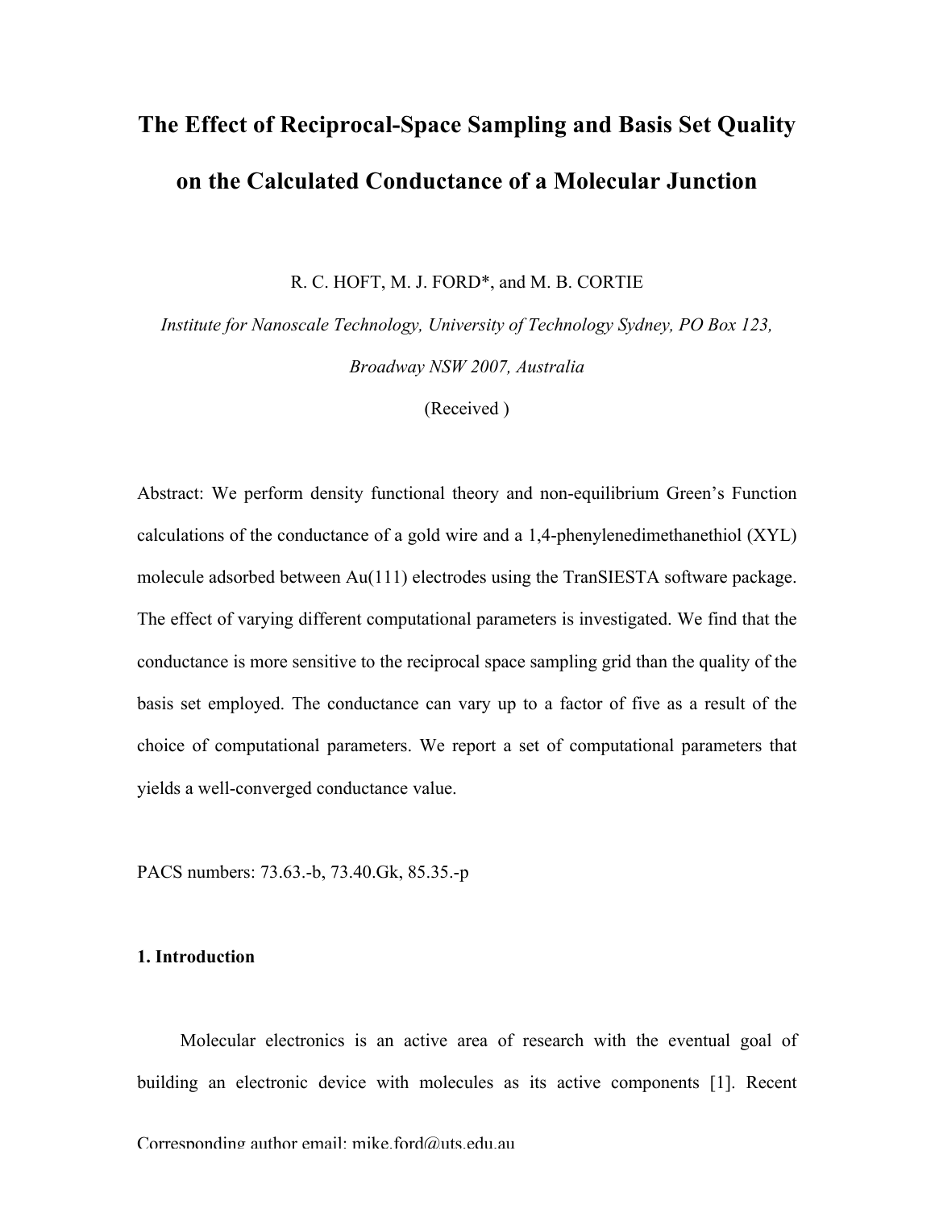# The Effect of Reciprocal-Space Sampling and Basis Set Quality on the Calculated Conductance of a Molecular Junction

R. C. HOFT, M. J. FORD*, and M. B. CORTIE

*Institute for Nanoscale Technology, University of Technology Sydney, PO Box 123, Broadway NSW 2007, Australia*

(Received )

Abstract: We perform density functional theory and non-equilibrium Green's Function calculations of the conductance of a gold wire and a 1,4-phenylenedimethanethiol (XYL) molecule adsorbed between Au(111) electrodes using the TranSIESTA software package. The effect of varying different computational parameters is investigated. We find that the conductance is more sensitive to the reciprocal space sampling grid than the quality of the basis set employed. The conductance can vary up to a factor of five as a result of the choice of computational parameters. We report a set of computational parameters that yields a well-converged conductance value.

PACS numbers: 73.63.-b, 73.40.Gk, 85.35.-p

## 1. Introduction

Molecular electronics is an active area of research with the eventual goal of building an electronic device with molecules as its active components [1]. Recent

Corresponding author email: mike.ford@uts.edu.au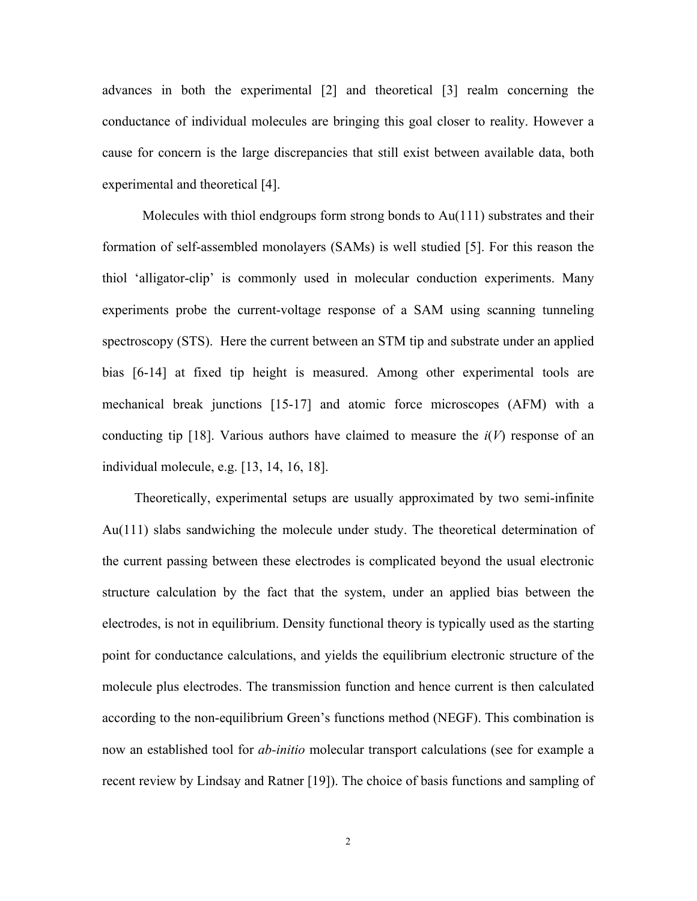advances in both the experimental [2] and theoretical [3] realm concerning the conductance of individual molecules are bringing this goal closer to reality. However a cause for concern is the large discrepancies that still exist between available data, both experimental and theoretical [4].

Molecules with thiol endgroups form strong bonds to Au(111) substrates and their formation of self-assembled monolayers (SAMs) is well studied [5]. For this reason the thiol 'alligator-clip' is commonly used in molecular conduction experiments. Many experiments probe the current-voltage response of a SAM using scanning tunneling spectroscopy (STS). Here the current between an STM tip and substrate under an applied bias [6-14] at fixed tip height is measured. Among other experimental tools are mechanical break junctions [15-17] and atomic force microscopes (AFM) with a conducting tip [18]. Various authors have claimed to measure the $i(V)$ response of an individual molecule, e.g. [13, 14, 16, 18].

Theoretically, experimental setups are usually approximated by two semi-infinite Au(111) slabs sandwiching the molecule under study. The theoretical determination of the current passing between these electrodes is complicated beyond the usual electronic structure calculation by the fact that the system, under an applied bias between the electrodes, is not in equilibrium. Density functional theory is typically used as the starting point for conductance calculations, and yields the equilibrium electronic structure of the molecule plus electrodes. The transmission function and hence current is then calculated according to the non-equilibrium Green's functions method (NEGF). This combination is now an established tool for *ab-initio* molecular transport calculations (see for example a recent review by Lindsay and Ratner [19]). The choice of basis functions and sampling of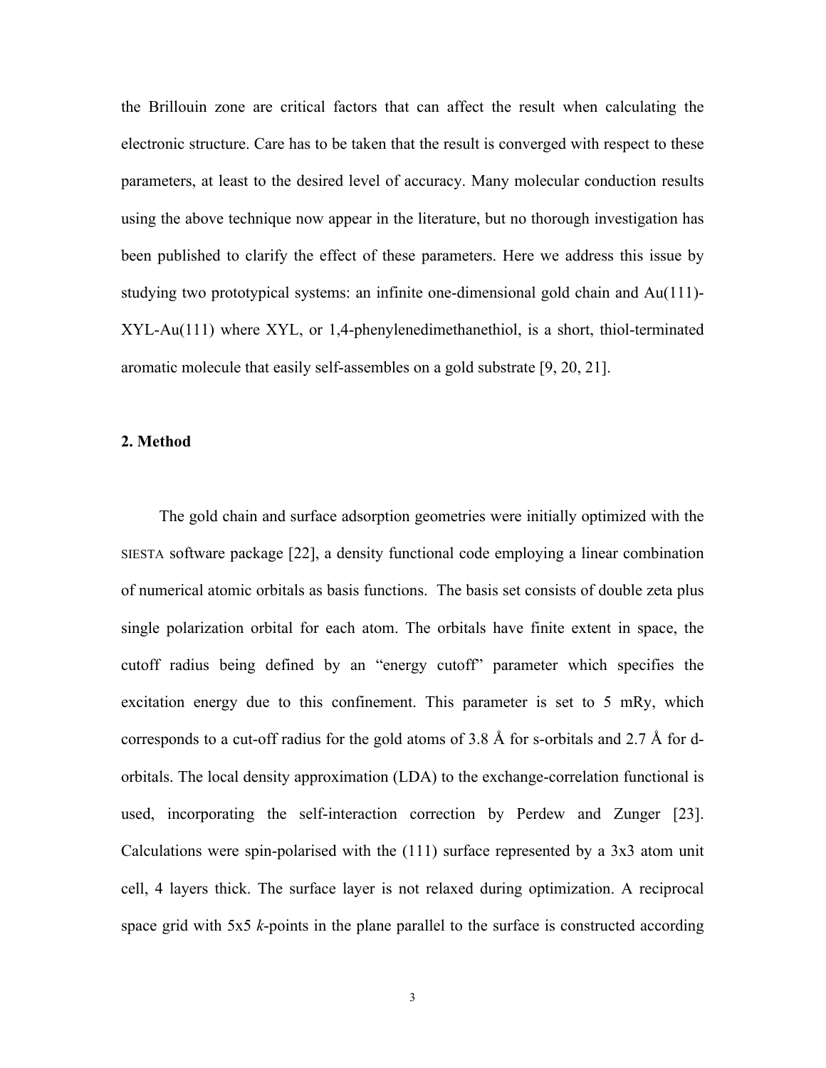the Brillouin zone are critical factors that can affect the result when calculating the electronic structure. Care has to be taken that the result is converged with respect to these parameters, at least to the desired level of accuracy. Many molecular conduction results using the above technique now appear in the literature, but no thorough investigation has been published to clarify the effect of these parameters. Here we address this issue by studying two prototypical systems: an infinite one-dimensional gold chain and Au(111)-XYL-Au(111) where XYL, or 1,4-phenylenedimethanethiol, is a short, thiol-terminated aromatic molecule that easily self-assembles on a gold substrate [9, 20, 21].

## 2. Method

The gold chain and surface adsorption geometries were initially optimized with the SIESTA software package [22], a density functional code employing a linear combination of numerical atomic orbitals as basis functions. The basis set consists of double zeta plus single polarization orbital for each atom. The orbitals have finite extent in space, the cutoff radius being defined by an "energy cutoff" parameter which specifies the excitation energy due to this confinement. This parameter is set to 5 mRy, which corresponds to a cut-off radius for the gold atoms of 3.8 Å for s-orbitals and 2.7 Å for d-orbitals. The local density approximation (LDA) to the exchange-correlation functional is used, incorporating the self-interaction correction by Perdew and Zunger [23]. Calculations were spin-polarised with the (111) surface represented by a 3x3 atom unit cell, 4 layers thick. The surface layer is not relaxed during optimization. A reciprocal space grid with 5x5 *k*-points in the plane parallel to the surface is constructed according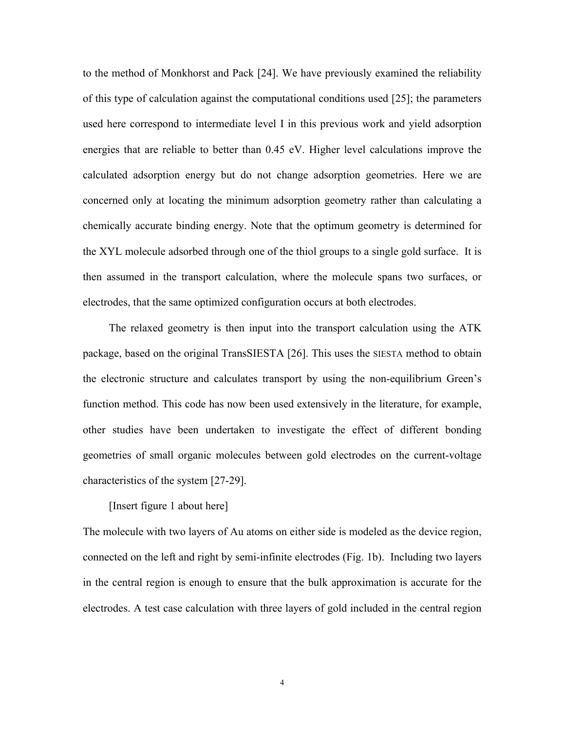to the method of Monkhorst and Pack [24]. We have previously examined the reliability of this type of calculation against the computational conditions used [25]; the parameters used here correspond to intermediate level I in this previous work and yield adsorption energies that are reliable to better than 0.45 eV. Higher level calculations improve the calculated adsorption energy but do not change adsorption geometries. Here we are concerned only at locating the minimum adsorption geometry rather than calculating a chemically accurate binding energy. Note that the optimum geometry is determined for the XYL molecule adsorbed through one of the thiol groups to a single gold surface. It is then assumed in the transport calculation, where the molecule spans two surfaces, or electrodes, that the same optimized configuration occurs at both electrodes.

The relaxed geometry is then input into the transport calculation using the ATK package, based on the original TransSIESTA [26]. This uses the SIESTA method to obtain the electronic structure and calculates transport by using the non-equilibrium Green's function method. This code has now been used extensively in the literature, for example, other studies have been undertaken to investigate the effect of different bonding geometries of small organic molecules between gold electrodes on the current-voltage characteristics of the system [27-29].

[Insert figure 1 about here]

The molecule with two layers of Au atoms on either side is modeled as the device region, connected on the left and right by semi-infinite electrodes (Fig. 1b). Including two layers in the central region is enough to ensure that the bulk approximation is accurate for the electrodes. A test case calculation with three layers of gold included in the central region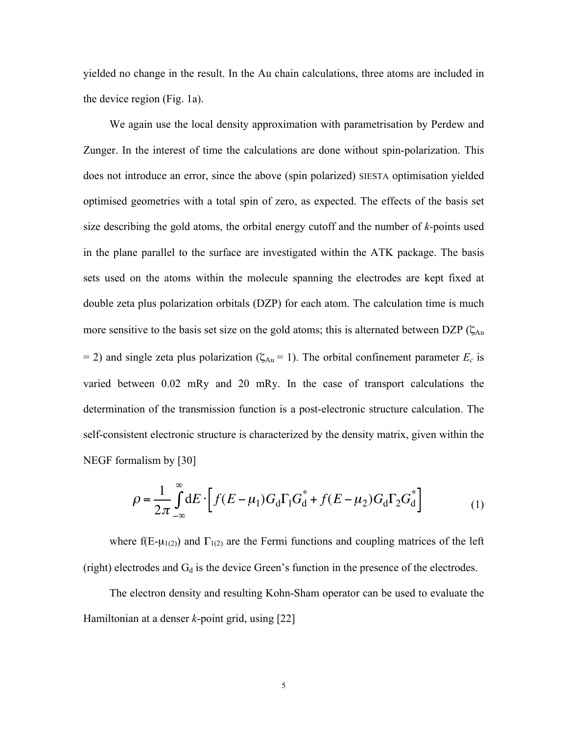yielded no change in the result. In the Au chain calculations, three atoms are included in the device region (Fig. 1a).

We again use the local density approximation with parametrisation by Perdew and Zunger. In the interest of time the calculations are done without spin-polarization. This does not introduce an error, since the above (spin polarized) SIESTA optimisation yielded optimised geometries with a total spin of zero, as expected. The effects of the basis set size describing the gold atoms, the orbital energy cutoff and the number of *k*-points used in the plane parallel to the surface are investigated within the ATK package. The basis sets used on the atoms within the molecule spanning the electrodes are kept fixed at double zeta plus polarization orbitals (DZP) for each atom. The calculation time is much more sensitive to the basis set size on the gold atoms; this is alternated between DZP ($\zeta_{Au}$ = 2) and single zeta plus polarization ($\zeta_{Au}$ = 1). The orbital confinement parameter $E_c$ is varied between 0.02 mRy and 20 mRy. In the case of transport calculations the determination of the transmission function is a post-electronic structure calculation. The self-consistent electronic structure is characterized by the density matrix, given within the NEGF formalism by [30]

$$\rho = \frac{1}{2\pi}\int_{-\infty}^{\infty} \mathrm{d}E \cdot \left[ f(E-\mu_1) G_\mathrm{d} \Gamma_1 G_\mathrm{d}^* + f(E-\mu_2) G_\mathrm{d} \Gamma_2 G_\mathrm{d}^* \right] \tag{1}$$

where $f(E-\mu_{1(2)})$ and $\Gamma_{1(2)}$ are the Fermi functions and coupling matrices of the left (right) electrodes and $G_d$ is the device Green's function in the presence of the electrodes.

The electron density and resulting Kohn-Sham operator can be used to evaluate the Hamiltonian at a denser *k*-point grid, using [22]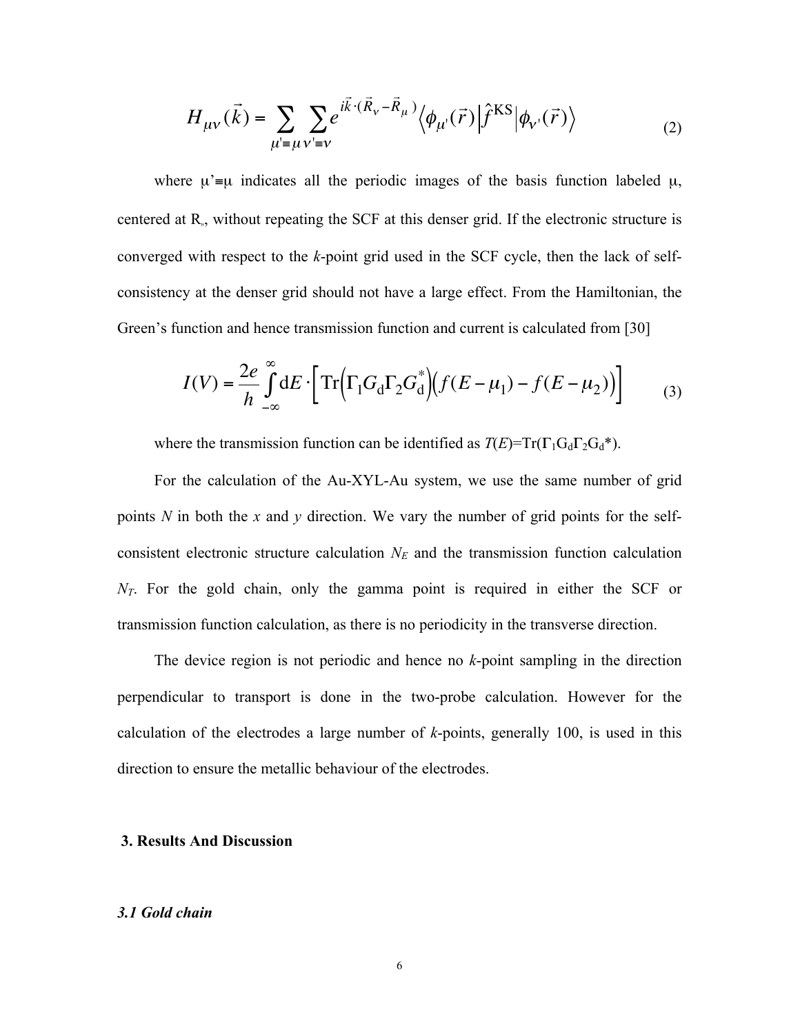$$H_{\mu\nu}(\vec{k}) = \sum_{\mu'\equiv\mu}\sum_{\nu'\equiv\nu} e^{i\vec{k}\cdot(\vec{R}_{\nu}-\vec{R}_{\mu})}\left\langle \phi_{\mu'}(\vec{r})\middle|\hat{f}^{\mathrm{KS}}\middle|\phi_{\nu'}(\vec{r})\right\rangle \tag{2}$$

where $\mu'\equiv\mu$ indicates all the periodic images of the basis function labeled $\mu$, centered at $R_{\mu}$, without repeating the SCF at this denser grid. If the electronic structure is converged with respect to the *k*-point grid used in the SCF cycle, then the lack of self-consistency at the denser grid should not have a large effect. From the Hamiltonian, the Green's function and hence transmission function and current is calculated from [30]

$$I(V) = \frac{2e}{h}\int_{-\infty}^{\infty} \mathrm{d}E\cdot\left[\mathrm{Tr}\left(\Gamma_1 G_{\mathrm{d}} \Gamma_2 G_{\mathrm{d}}^{*}\right)\left(f(E-\mu_1)-f(E-\mu_2)\right)\right] \tag{3}$$

where the transmission function can be identified as $T(E)=\mathrm{Tr}(\boldsymbol{\Gamma}_1 G_{\mathrm{d}} \boldsymbol{\Gamma}_2 G_{\mathrm{d}}^{*})$.

For the calculation of the Au-XYL-Au system, we use the same number of grid points $N$ in both the $x$ and $y$ direction. We vary the number of grid points for the self-consistent electronic structure calculation $N_E$ and the transmission function calculation $N_T$. For the gold chain, only the gamma point is required in either the SCF or transmission function calculation, as there is no periodicity in the transverse direction.

The device region is not periodic and hence no *k*-point sampling in the direction perpendicular to transport is done in the two-probe calculation. However for the calculation of the electrodes a large number of *k*-points, generally 100, is used in this direction to ensure the metallic behaviour of the electrodes.

## 3. Results And Discussion

### *3.1 Gold chain*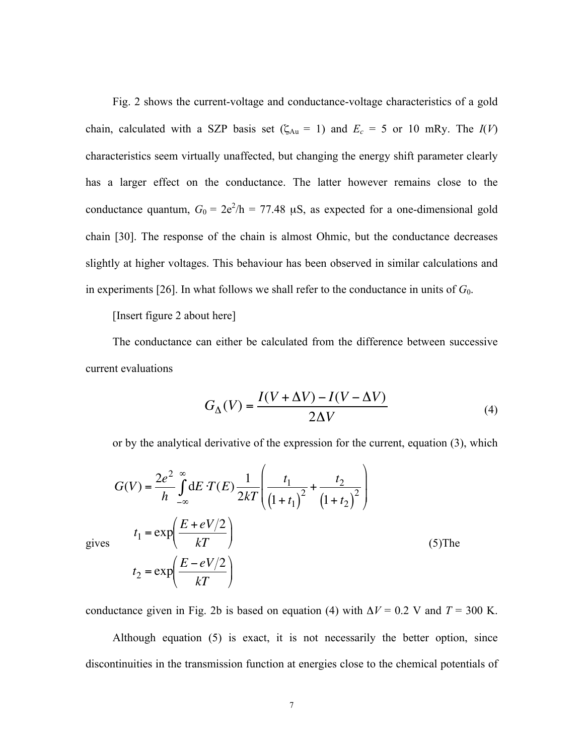Fig. 2 shows the current-voltage and conductance-voltage characteristics of a gold chain, calculated with a SZP basis set ($\zeta_{Au}$ = 1) and $E_c$ = 5 or 10 mRy. The $I(V)$ characteristics seem virtually unaffected, but changing the energy shift parameter clearly has a larger effect on the conductance. The latter however remains close to the conductance quantum, $G_0 = 2e^2/h$ = 77.48 μS, as expected for a one-dimensional gold chain [30]. The response of the chain is almost Ohmic, but the conductance decreases slightly at higher voltages. This behaviour has been observed in similar calculations and in experiments [26]. In what follows we shall refer to the conductance in units of $G_0$.

[Insert figure 2 about here]

The conductance can either be calculated from the difference between successive current evaluations

$$G_\Delta(V) = \frac{I(V+\Delta V) - I(V-\Delta V)}{2\Delta V} \tag{4}$$

or by the analytical derivative of the expression for the current, equation (3), which gives

$$G(V) = \frac{2e^2}{h}\int_{-\infty}^{\infty} \mathrm{d}E \cdot T(E)\frac{1}{2kT}\left(\frac{t_1}{(1+t_1)^2} + \frac{t_2}{(1+t_2)^2}\right)$$
$$t_1 = \exp\left(\frac{E + eV/2}{kT}\right)$$
$$t_2 = \exp\left(\frac{E - eV/2}{kT}\right) \tag{5}$$

The conductance given in Fig. 2b is based on equation (4) with $\Delta V$ = 0.2 V and $T$ = 300 K.

Although equation (5) is exact, it is not necessarily the better option, since discontinuities in the transmission function at energies close to the chemical potentials of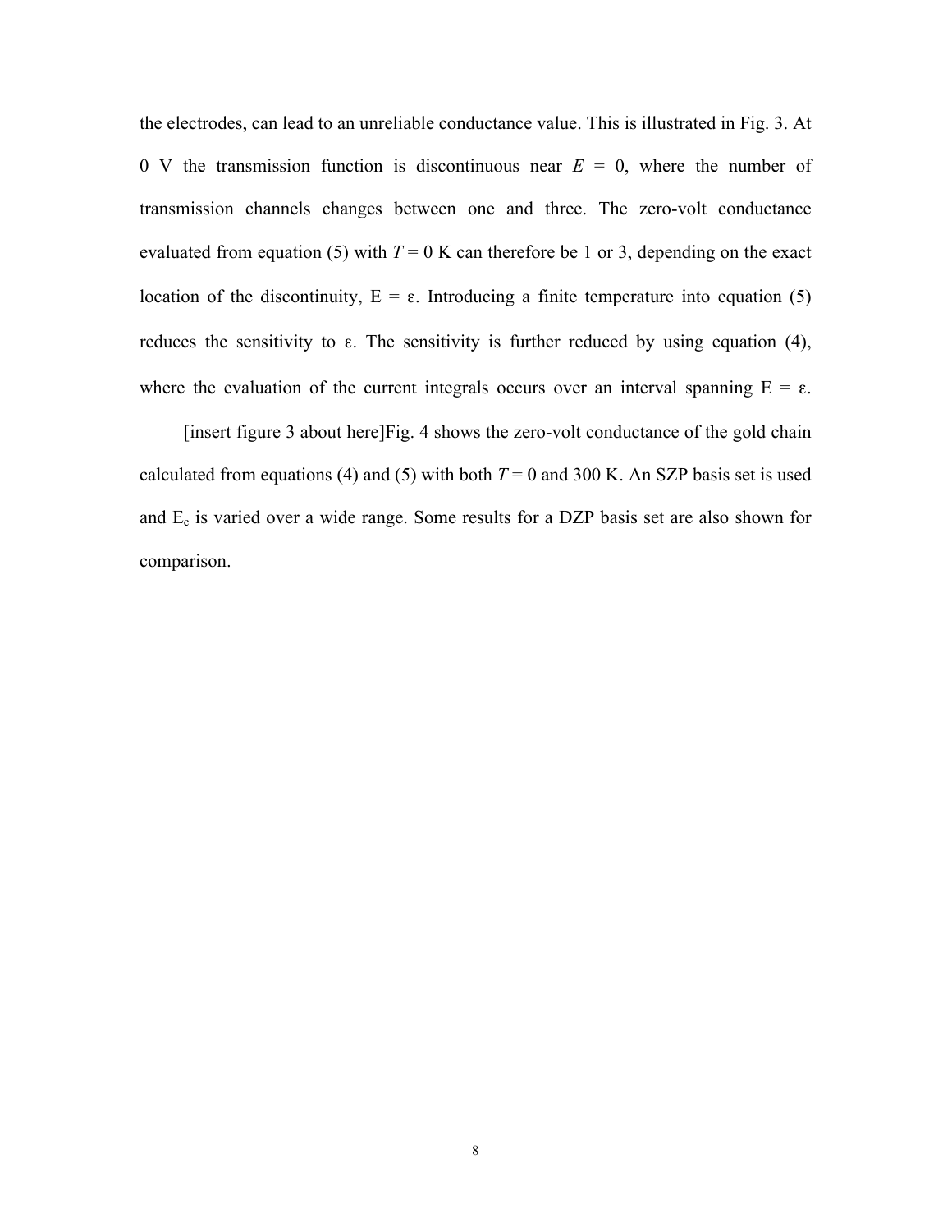the electrodes, can lead to an unreliable conductance value. This is illustrated in Fig. 3. At 0 V the transmission function is discontinuous near $E = 0$, where the number of transmission channels changes between one and three. The zero-volt conductance evaluated from equation (5) with $T = 0$ K can therefore be 1 or 3, depending on the exact location of the discontinuity, $E = \varepsilon$. Introducing a finite temperature into equation (5) reduces the sensitivity to $\varepsilon$. The sensitivity is further reduced by using equation (4), where the evaluation of the current integrals occurs over an interval spanning $E = \varepsilon$.

[insert figure 3 about here]Fig. 4 shows the zero-volt conductance of the gold chain calculated from equations (4) and (5) with both $T = 0$ and 300 K. An SZP basis set is used and $E_c$ is varied over a wide range. Some results for a DZP basis set are also shown for comparison.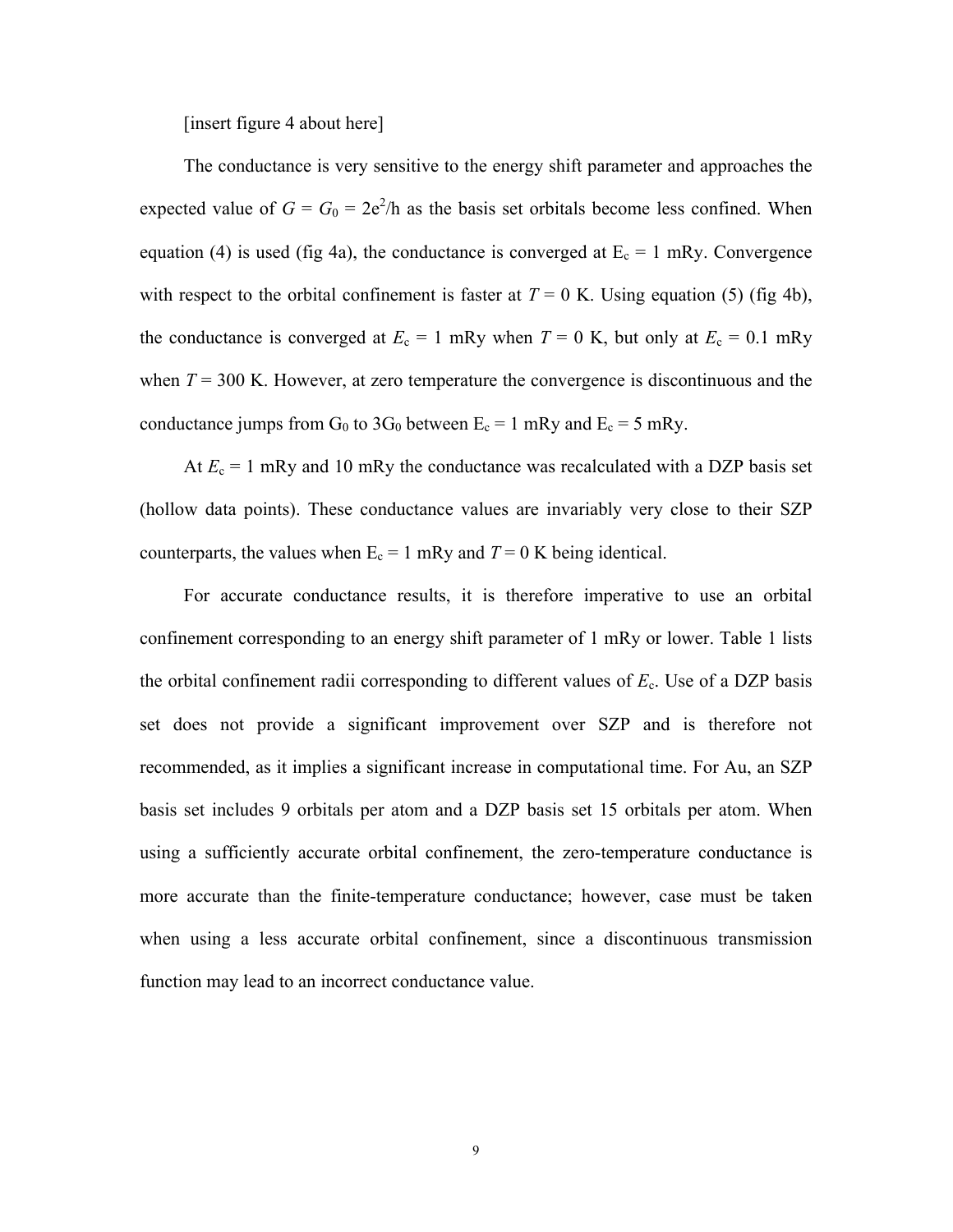[insert figure 4 about here]

The conductance is very sensitive to the energy shift parameter and approaches the expected value of $G = G_0 = 2e^2/h$ as the basis set orbitals become less confined. When equation (4) is used (fig 4a), the conductance is converged at $E_c$ = 1 mRy. Convergence with respect to the orbital confinement is faster at $T$ = 0 K. Using equation (5) (fig 4b), the conductance is converged at $E_c$ = 1 mRy when $T$ = 0 K, but only at $E_c$ = 0.1 mRy when $T$ = 300 K. However, at zero temperature the convergence is discontinuous and the conductance jumps from $G_0$ to $3G_0$ between $E_c$ = 1 mRy and $E_c$ = 5 mRy.

At $E_c$ = 1 mRy and 10 mRy the conductance was recalculated with a DZP basis set (hollow data points). These conductance values are invariably very close to their SZP counterparts, the values when $E_c$ = 1 mRy and $T$ = 0 K being identical.

For accurate conductance results, it is therefore imperative to use an orbital confinement corresponding to an energy shift parameter of 1 mRy or lower. Table 1 lists the orbital confinement radii corresponding to different values of $E_c$. Use of a DZP basis set does not provide a significant improvement over SZP and is therefore not recommended, as it implies a significant increase in computational time. For Au, an SZP basis set includes 9 orbitals per atom and a DZP basis set 15 orbitals per atom. When using a sufficiently accurate orbital confinement, the zero-temperature conductance is more accurate than the finite-temperature conductance; however, case must be taken when using a less accurate orbital confinement, since a discontinuous transmission function may lead to an incorrect conductance value.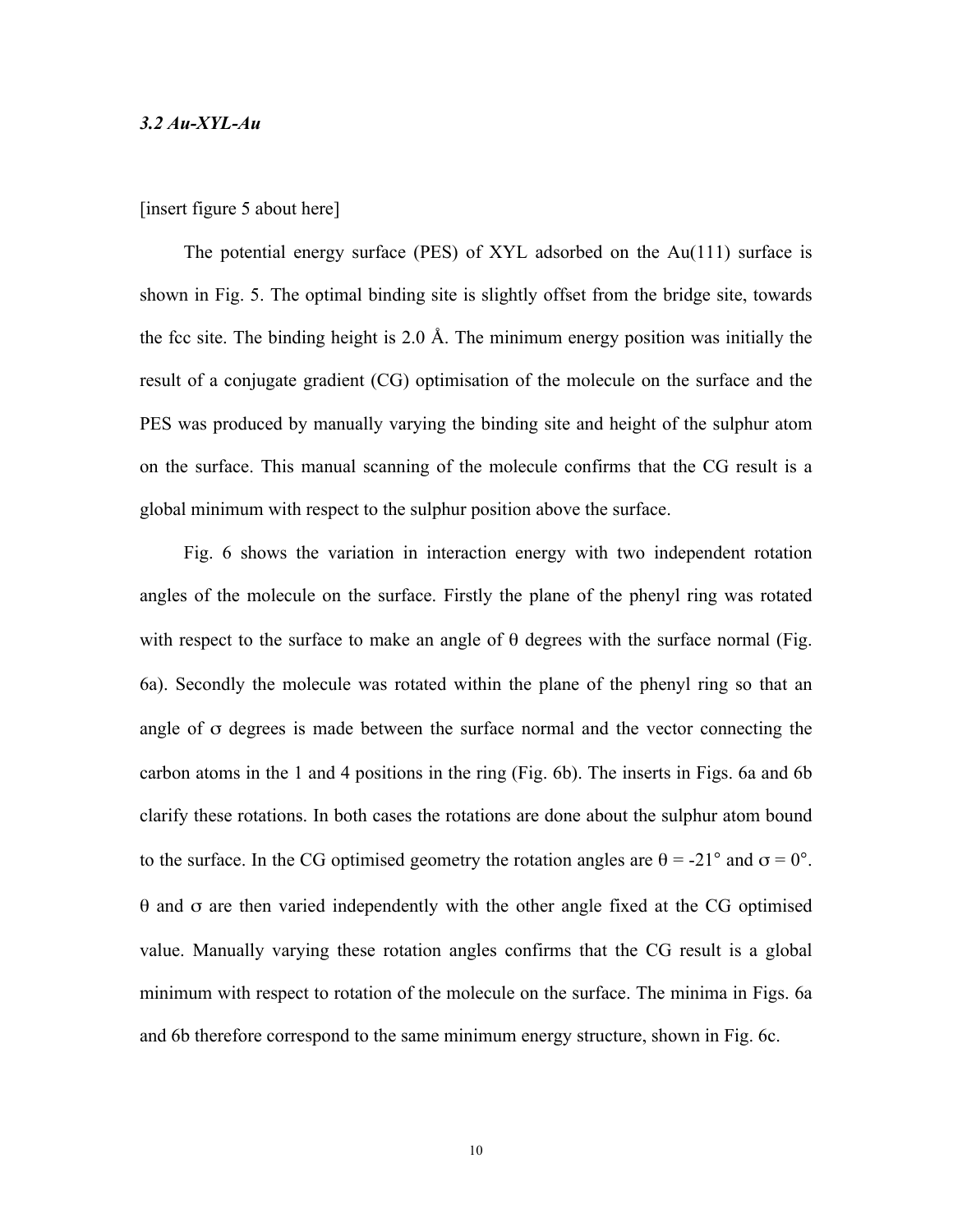### *3.2 Au-XYL-Au*

[insert figure 5 about here]

The potential energy surface (PES) of XYL adsorbed on the Au(111) surface is shown in Fig. 5. The optimal binding site is slightly offset from the bridge site, towards the fcc site. The binding height is 2.0 Å. The minimum energy position was initially the result of a conjugate gradient (CG) optimisation of the molecule on the surface and the PES was produced by manually varying the binding site and height of the sulphur atom on the surface. This manual scanning of the molecule confirms that the CG result is a global minimum with respect to the sulphur position above the surface.

Fig. 6 shows the variation in interaction energy with two independent rotation angles of the molecule on the surface. Firstly the plane of the phenyl ring was rotated with respect to the surface to make an angle of $\theta$ degrees with the surface normal (Fig. 6a). Secondly the molecule was rotated within the plane of the phenyl ring so that an angle of $\sigma$ degrees is made between the surface normal and the vector connecting the carbon atoms in the 1 and 4 positions in the ring (Fig. 6b). The inserts in Figs. 6a and 6b clarify these rotations. In both cases the rotations are done about the sulphur atom bound to the surface. In the CG optimised geometry the rotation angles are $\theta = -21°$ and $\sigma = 0°$. $\theta$ and $\sigma$ are then varied independently with the other angle fixed at the CG optimised value. Manually varying these rotation angles confirms that the CG result is a global minimum with respect to rotation of the molecule on the surface. The minima in Figs. 6a and 6b therefore correspond to the same minimum energy structure, shown in Fig. 6c.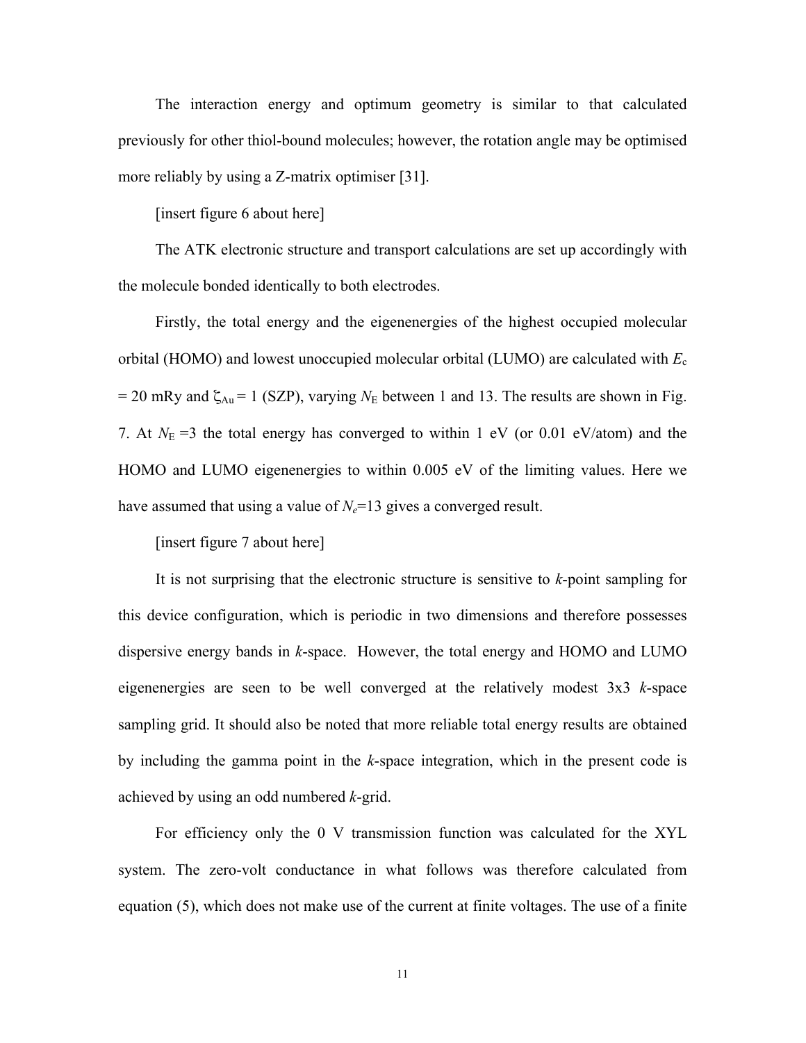The interaction energy and optimum geometry is similar to that calculated previously for other thiol-bound molecules; however, the rotation angle may be optimised more reliably by using a Z-matrix optimiser [31].

[insert figure 6 about here]

The ATK electronic structure and transport calculations are set up accordingly with the molecule bonded identically to both electrodes.

Firstly, the total energy and the eigenenergies of the highest occupied molecular orbital (HOMO) and lowest unoccupied molecular orbital (LUMO) are calculated with $E_c$ = 20 mRy and $\zeta_{Au}$ = 1 (SZP), varying $N_E$ between 1 and 13. The results are shown in Fig. 7. At $N_E$ =3 the total energy has converged to within 1 eV (or 0.01 eV/atom) and the HOMO and LUMO eigenenergies to within 0.005 eV of the limiting values. Here we have assumed that using a value of $N_e$=13 gives a converged result.

[insert figure 7 about here]

It is not surprising that the electronic structure is sensitive to *k*-point sampling for this device configuration, which is periodic in two dimensions and therefore possesses dispersive energy bands in *k*-space. However, the total energy and HOMO and LUMO eigenenergies are seen to be well converged at the relatively modest 3x3 *k*-space sampling grid. It should also be noted that more reliable total energy results are obtained by including the gamma point in the *k*-space integration, which in the present code is achieved by using an odd numbered *k*-grid.

For efficiency only the 0 V transmission function was calculated for the XYL system. The zero-volt conductance in what follows was therefore calculated from equation (5), which does not make use of the current at finite voltages. The use of a finite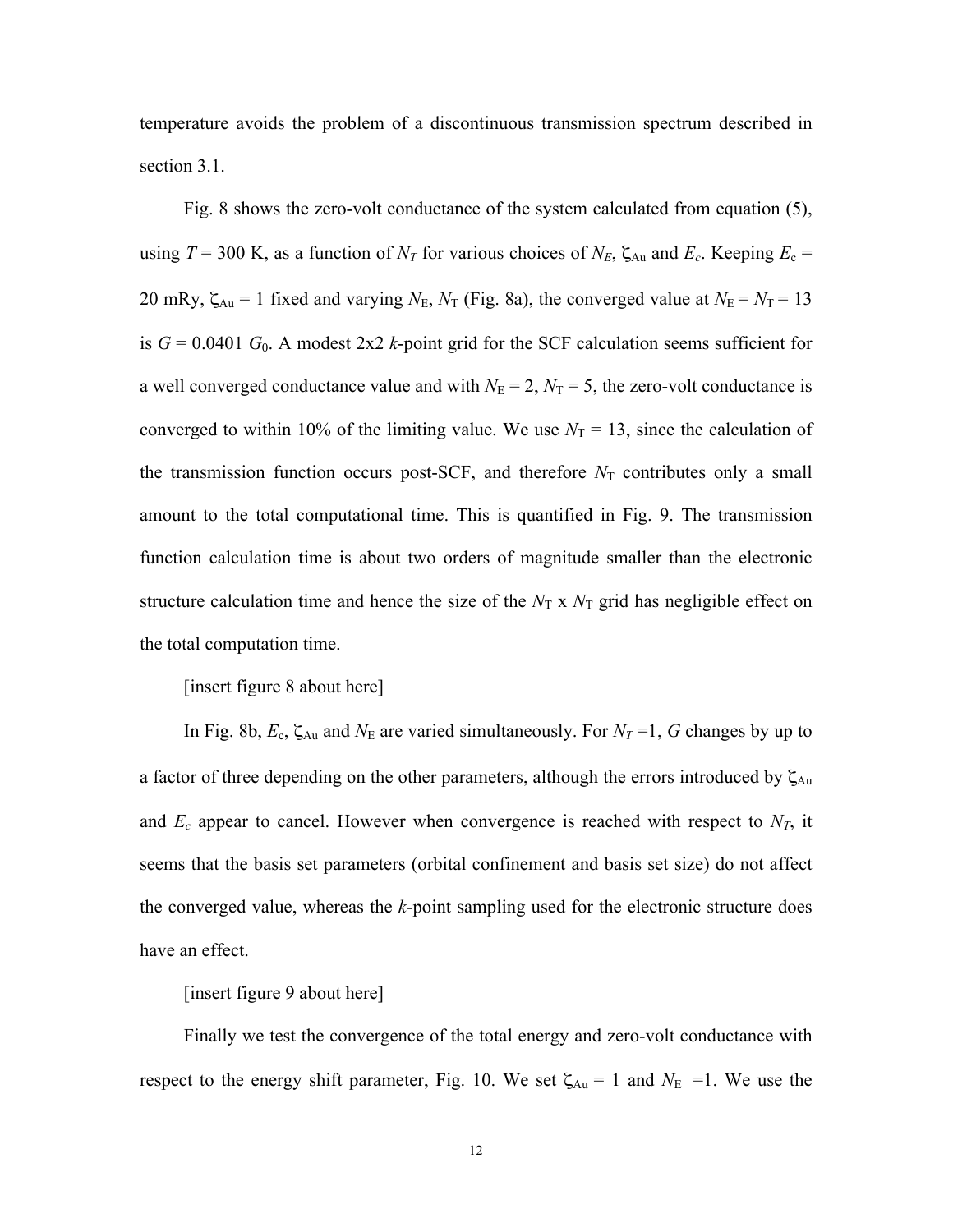temperature avoids the problem of a discontinuous transmission spectrum described in section 3.1.

Fig. 8 shows the zero-volt conductance of the system calculated from equation (5), using $T$ = 300 K, as a function of $N_T$ for various choices of $N_E$, $\zeta_{\mathrm{Au}}$ and $E_c$. Keeping $E_{\mathrm{c}}$ = 20 mRy, $\zeta_{\mathrm{Au}}$ = 1 fixed and varying $N_{\mathrm{E}}$, $N_{\mathrm{T}}$ (Fig. 8a), the converged value at $N_{\mathrm{E}} = N_{\mathrm{T}}$ = 13 is $G$ = 0.0401 $G_0$. A modest 2x2 $k$-point grid for the SCF calculation seems sufficient for a well converged conductance value and with $N_{\mathrm{E}}$ = 2, $N_{\mathrm{T}}$ = 5, the zero-volt conductance is converged to within 10% of the limiting value. We use $N_{\mathrm{T}}$ = 13, since the calculation of the transmission function occurs post-SCF, and therefore $N_{\mathrm{T}}$ contributes only a small amount to the total computational time. This is quantified in Fig. 9. The transmission function calculation time is about two orders of magnitude smaller than the electronic structure calculation time and hence the size of the $N_{\mathrm{T}}$ x $N_{\mathrm{T}}$ grid has negligible effect on the total computation time.

[insert figure 8 about here]

In Fig. 8b, $E_{\mathrm{c}}$, $\zeta_{\mathrm{Au}}$ and $N_{\mathrm{E}}$ are varied simultaneously. For $N_T$ =1, $G$ changes by up to a factor of three depending on the other parameters, although the errors introduced by $\zeta_{\mathrm{Au}}$ and $E_c$ appear to cancel. However when convergence is reached with respect to $N_T$, it seems that the basis set parameters (orbital confinement and basis set size) do not affect the converged value, whereas the $k$-point sampling used for the electronic structure does have an effect.

[insert figure 9 about here]

Finally we test the convergence of the total energy and zero-volt conductance with respect to the energy shift parameter, Fig. 10. We set $\zeta_{\mathrm{Au}}$ = 1 and $N_{\mathrm{E}}$ =1. We use the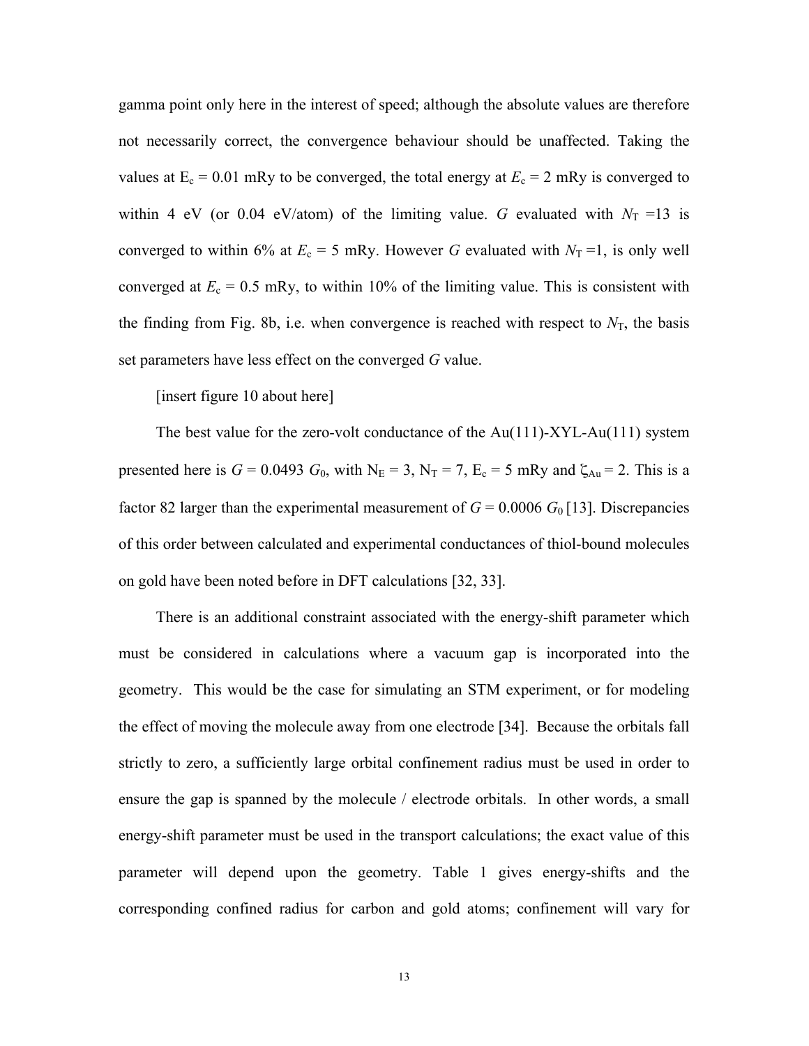gamma point only here in the interest of speed; although the absolute values are therefore not necessarily correct, the convergence behaviour should be unaffected. Taking the values at $E_c$ = 0.01 mRy to be converged, the total energy at $E_c$ = 2 mRy is converged to within 4 eV (or 0.04 eV/atom) of the limiting value. *G* evaluated with $N_T$ =13 is converged to within 6% at $E_c$ = 5 mRy. However *G* evaluated with $N_T$ =1, is only well converged at $E_c$ = 0.5 mRy, to within 10% of the limiting value. This is consistent with the finding from Fig. 8b, i.e. when convergence is reached with respect to $N_T$, the basis set parameters have less effect on the converged *G* value.

[insert figure 10 about here]

The best value for the zero-volt conductance of the Au(111)-XYL-Au(111) system presented here is $G = 0.0493\ G_0$, with $N_E$ = 3, $N_T$ = 7, $E_c$ = 5 mRy and $\zeta_{Au}$ = 2. This is a factor 82 larger than the experimental measurement of $G = 0.0006\ G_0$ [13]. Discrepancies of this order between calculated and experimental conductances of thiol-bound molecules on gold have been noted before in DFT calculations [32, 33].

There is an additional constraint associated with the energy-shift parameter which must be considered in calculations where a vacuum gap is incorporated into the geometry. This would be the case for simulating an STM experiment, or for modeling the effect of moving the molecule away from one electrode [34]. Because the orbitals fall strictly to zero, a sufficiently large orbital confinement radius must be used in order to ensure the gap is spanned by the molecule / electrode orbitals. In other words, a small energy-shift parameter must be used in the transport calculations; the exact value of this parameter will depend upon the geometry. Table 1 gives energy-shifts and the corresponding confined radius for carbon and gold atoms; confinement will vary for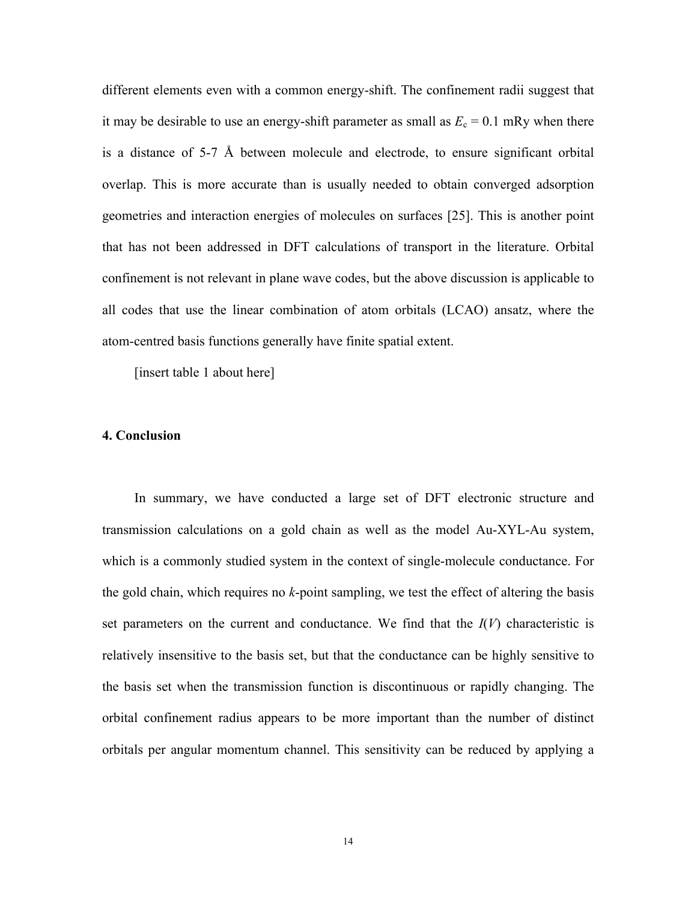different elements even with a common energy-shift. The confinement radii suggest that it may be desirable to use an energy-shift parameter as small as $E_c$ = 0.1 mRy when there is a distance of 5-7 Å between molecule and electrode, to ensure significant orbital overlap. This is more accurate than is usually needed to obtain converged adsorption geometries and interaction energies of molecules on surfaces [25]. This is another point that has not been addressed in DFT calculations of transport in the literature. Orbital confinement is not relevant in plane wave codes, but the above discussion is applicable to all codes that use the linear combination of atom orbitals (LCAO) ansatz, where the atom-centred basis functions generally have finite spatial extent.

[insert table 1 about here]

## 4. Conclusion

In summary, we have conducted a large set of DFT electronic structure and transmission calculations on a gold chain as well as the model Au-XYL-Au system, which is a commonly studied system in the context of single-molecule conductance. For the gold chain, which requires no *k*-point sampling, we test the effect of altering the basis set parameters on the current and conductance. We find that the $I(V)$ characteristic is relatively insensitive to the basis set, but that the conductance can be highly sensitive to the basis set when the transmission function is discontinuous or rapidly changing. The orbital confinement radius appears to be more important than the number of distinct orbitals per angular momentum channel. This sensitivity can be reduced by applying a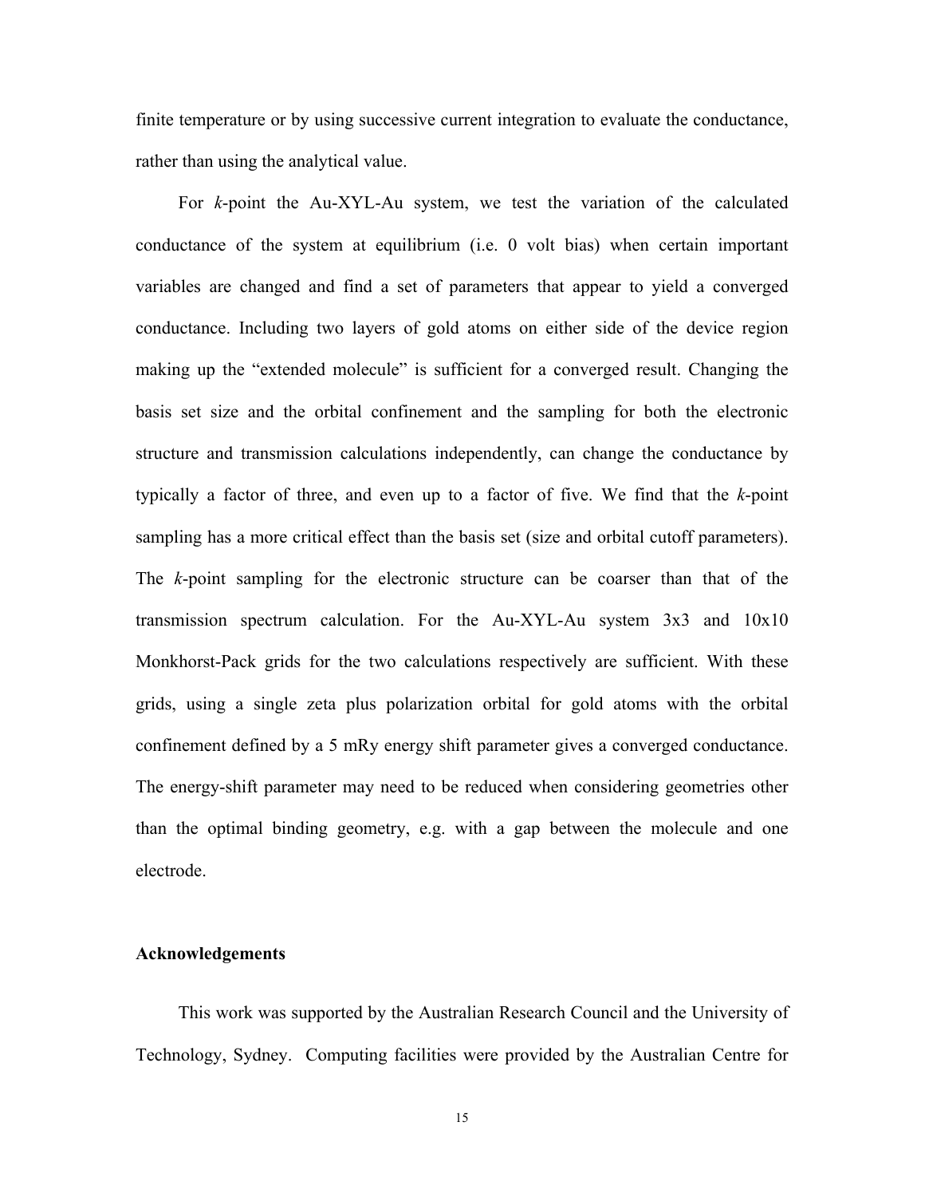finite temperature or by using successive current integration to evaluate the conductance, rather than using the analytical value.

For *k*-point the Au-XYL-Au system, we test the variation of the calculated conductance of the system at equilibrium (i.e. 0 volt bias) when certain important variables are changed and find a set of parameters that appear to yield a converged conductance. Including two layers of gold atoms on either side of the device region making up the "extended molecule" is sufficient for a converged result. Changing the basis set size and the orbital confinement and the sampling for both the electronic structure and transmission calculations independently, can change the conductance by typically a factor of three, and even up to a factor of five. We find that the *k*-point sampling has a more critical effect than the basis set (size and orbital cutoff parameters). The *k*-point sampling for the electronic structure can be coarser than that of the transmission spectrum calculation. For the Au-XYL-Au system 3x3 and 10x10 Monkhorst-Pack grids for the two calculations respectively are sufficient. With these grids, using a single zeta plus polarization orbital for gold atoms with the orbital confinement defined by a 5 mRy energy shift parameter gives a converged conductance. The energy-shift parameter may need to be reduced when considering geometries other than the optimal binding geometry, e.g. with a gap between the molecule and one electrode.

### Acknowledgements

This work was supported by the Australian Research Council and the University of Technology, Sydney. Computing facilities were provided by the Australian Centre for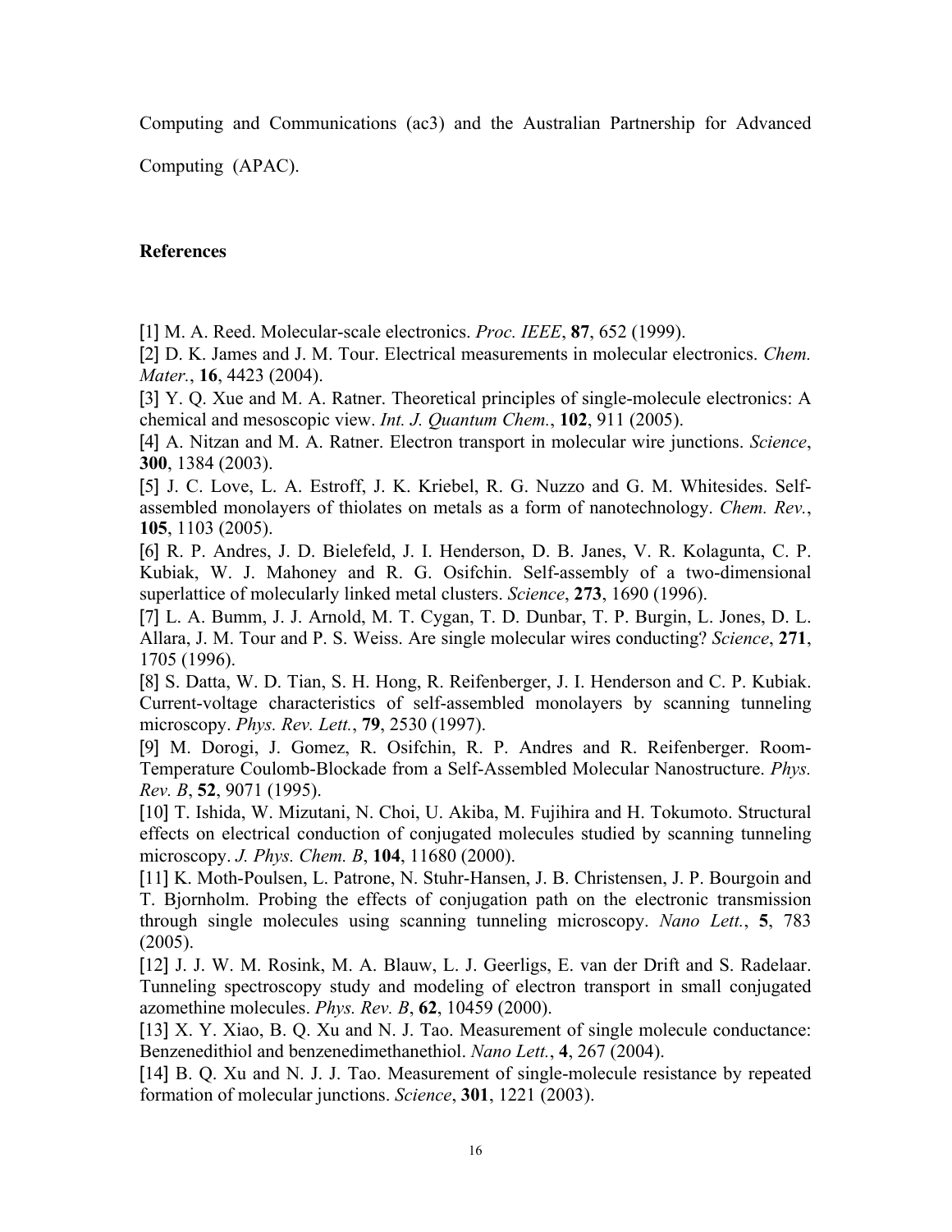Computing and Communications (ac3) and the Australian Partnership for Advanced Computing (APAC).

## References

[1] M. A. Reed. Molecular-scale electronics. *Proc. IEEE*, **87**, 652 (1999).

[2] D. K. James and J. M. Tour. Electrical measurements in molecular electronics. *Chem. Mater.*, **16**, 4423 (2004).

[3] Y. Q. Xue and M. A. Ratner. Theoretical principles of single-molecule electronics: A chemical and mesoscopic view. *Int. J. Quantum Chem.*, **102**, 911 (2005).

[4] A. Nitzan and M. A. Ratner. Electron transport in molecular wire junctions. *Science*, **300**, 1384 (2003).

[5] J. C. Love, L. A. Estroff, J. K. Kriebel, R. G. Nuzzo and G. M. Whitesides. Self-assembled monolayers of thiolates on metals as a form of nanotechnology. *Chem. Rev.*, **105**, 1103 (2005).

[6] R. P. Andres, J. D. Bielefeld, J. I. Henderson, D. B. Janes, V. R. Kolagunta, C. P. Kubiak, W. J. Mahoney and R. G. Osifchin. Self-assembly of a two-dimensional superlattice of molecularly linked metal clusters. *Science*, **273**, 1690 (1996).

[7] L. A. Bumm, J. J. Arnold, M. T. Cygan, T. D. Dunbar, T. P. Burgin, L. Jones, D. L. Allara, J. M. Tour and P. S. Weiss. Are single molecular wires conducting? *Science*, **271**, 1705 (1996).

[8] S. Datta, W. D. Tian, S. H. Hong, R. Reifenberger, J. I. Henderson and C. P. Kubiak. Current-voltage characteristics of self-assembled monolayers by scanning tunneling microscopy. *Phys. Rev. Lett.*, **79**, 2530 (1997).

[9] M. Dorogi, J. Gomez, R. Osifchin, R. P. Andres and R. Reifenberger. Room-Temperature Coulomb-Blockade from a Self-Assembled Molecular Nanostructure. *Phys. Rev. B*, **52**, 9071 (1995).

[10] T. Ishida, W. Mizutani, N. Choi, U. Akiba, M. Fujihira and H. Tokumoto. Structural effects on electrical conduction of conjugated molecules studied by scanning tunneling microscopy. *J. Phys. Chem. B*, **104**, 11680 (2000).

[11] K. Moth-Poulsen, L. Patrone, N. Stuhr-Hansen, J. B. Christensen, J. P. Bourgoin and T. Bjornholm. Probing the effects of conjugation path on the electronic transmission through single molecules using scanning tunneling microscopy. *Nano Lett.*, **5**, 783 (2005).

[12] J. J. W. M. Rosink, M. A. Blauw, L. J. Geerligs, E. van der Drift and S. Radelaar. Tunneling spectroscopy study and modeling of electron transport in small conjugated azomethine molecules. *Phys. Rev. B*, **62**, 10459 (2000).

[13] X. Y. Xiao, B. Q. Xu and N. J. Tao. Measurement of single molecule conductance: Benzenedithiol and benzenedimethanethiol. *Nano Lett.*, **4**, 267 (2004).

[14] B. Q. Xu and N. J. J. Tao. Measurement of single-molecule resistance by repeated formation of molecular junctions. *Science*, **301**, 1221 (2003).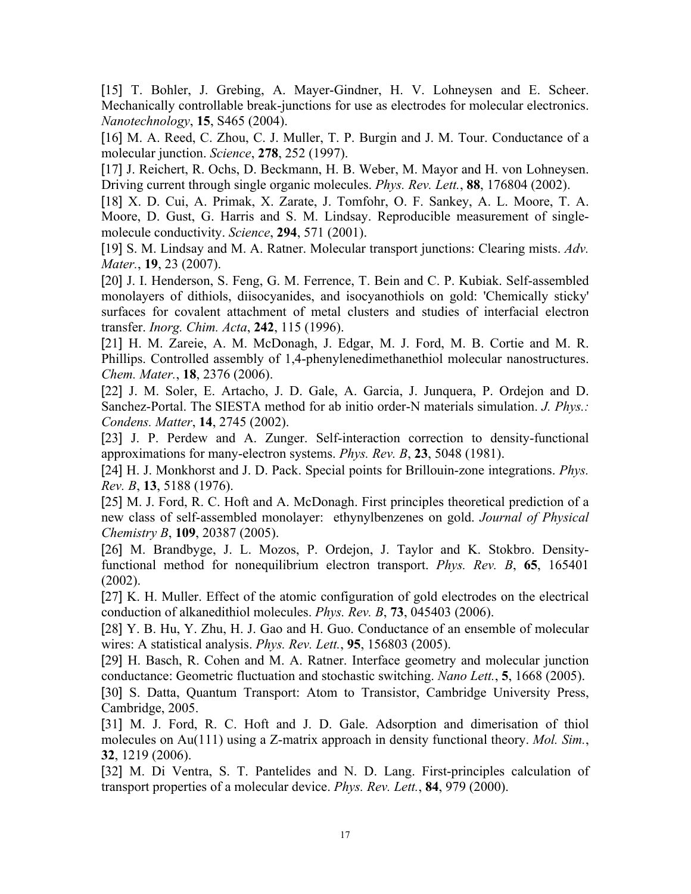[15] T. Bohler, J. Grebing, A. Mayer-Gindner, H. V. Lohneysen and E. Scheer. Mechanically controllable break-junctions for use as electrodes for molecular electronics. *Nanotechnology*, **15**, S465 (2004).

[16] M. A. Reed, C. Zhou, C. J. Muller, T. P. Burgin and J. M. Tour. Conductance of a molecular junction. *Science*, **278**, 252 (1997).

[17] J. Reichert, R. Ochs, D. Beckmann, H. B. Weber, M. Mayor and H. von Lohneysen. Driving current through single organic molecules. *Phys. Rev. Lett.*, **88**, 176804 (2002).

[18] X. D. Cui, A. Primak, X. Zarate, J. Tomfohr, O. F. Sankey, A. L. Moore, T. A. Moore, D. Gust, G. Harris and S. M. Lindsay. Reproducible measurement of single-molecule conductivity. *Science*, **294**, 571 (2001).

[19] S. M. Lindsay and M. A. Ratner. Molecular transport junctions: Clearing mists. *Adv. Mater.*, **19**, 23 (2007).

[20] J. I. Henderson, S. Feng, G. M. Ferrence, T. Bein and C. P. Kubiak. Self-assembled monolayers of dithiols, diisocyanides, and isocyanothiols on gold: 'Chemically sticky' surfaces for covalent attachment of metal clusters and studies of interfacial electron transfer. *Inorg. Chim. Acta*, **242**, 115 (1996).

[21] H. M. Zareie, A. M. McDonagh, J. Edgar, M. J. Ford, M. B. Cortie and M. R. Phillips. Controlled assembly of 1,4-phenylenedimethanethiol molecular nanostructures. *Chem. Mater.*, **18**, 2376 (2006).

[22] J. M. Soler, E. Artacho, J. D. Gale, A. Garcia, J. Junquera, P. Ordejon and D. Sanchez-Portal. The SIESTA method for ab initio order-N materials simulation. *J. Phys.: Condens. Matter*, **14**, 2745 (2002).

[23] J. P. Perdew and A. Zunger. Self-interaction correction to density-functional approximations for many-electron systems. *Phys. Rev. B*, **23**, 5048 (1981).

[24] H. J. Monkhorst and J. D. Pack. Special points for Brillouin-zone integrations. *Phys. Rev. B*, **13**, 5188 (1976).

[25] M. J. Ford, R. C. Hoft and A. McDonagh. First principles theoretical prediction of a new class of self-assembled monolayer: ethynylbenzenes on gold. *Journal of Physical Chemistry B*, **109**, 20387 (2005).

[26] M. Brandbyge, J. L. Mozos, P. Ordejon, J. Taylor and K. Stokbro. Density-functional method for nonequilibrium electron transport. *Phys. Rev. B*, **65**, 165401 (2002).

[27] K. H. Muller. Effect of the atomic configuration of gold electrodes on the electrical conduction of alkanedithiol molecules. *Phys. Rev. B*, **73**, 045403 (2006).

[28] Y. B. Hu, Y. Zhu, H. J. Gao and H. Guo. Conductance of an ensemble of molecular wires: A statistical analysis. *Phys. Rev. Lett.*, **95**, 156803 (2005).

[29] H. Basch, R. Cohen and M. A. Ratner. Interface geometry and molecular junction conductance: Geometric fluctuation and stochastic switching. *Nano Lett.*, **5**, 1668 (2005).

[30] S. Datta, Quantum Transport: Atom to Transistor, Cambridge University Press, Cambridge, 2005.

[31] M. J. Ford, R. C. Hoft and J. D. Gale. Adsorption and dimerisation of thiol molecules on Au(111) using a Z-matrix approach in density functional theory. *Mol. Sim.*, **32**, 1219 (2006).

[32] M. Di Ventra, S. T. Pantelides and N. D. Lang. First-principles calculation of transport properties of a molecular device. *Phys. Rev. Lett.*, **84**, 979 (2000).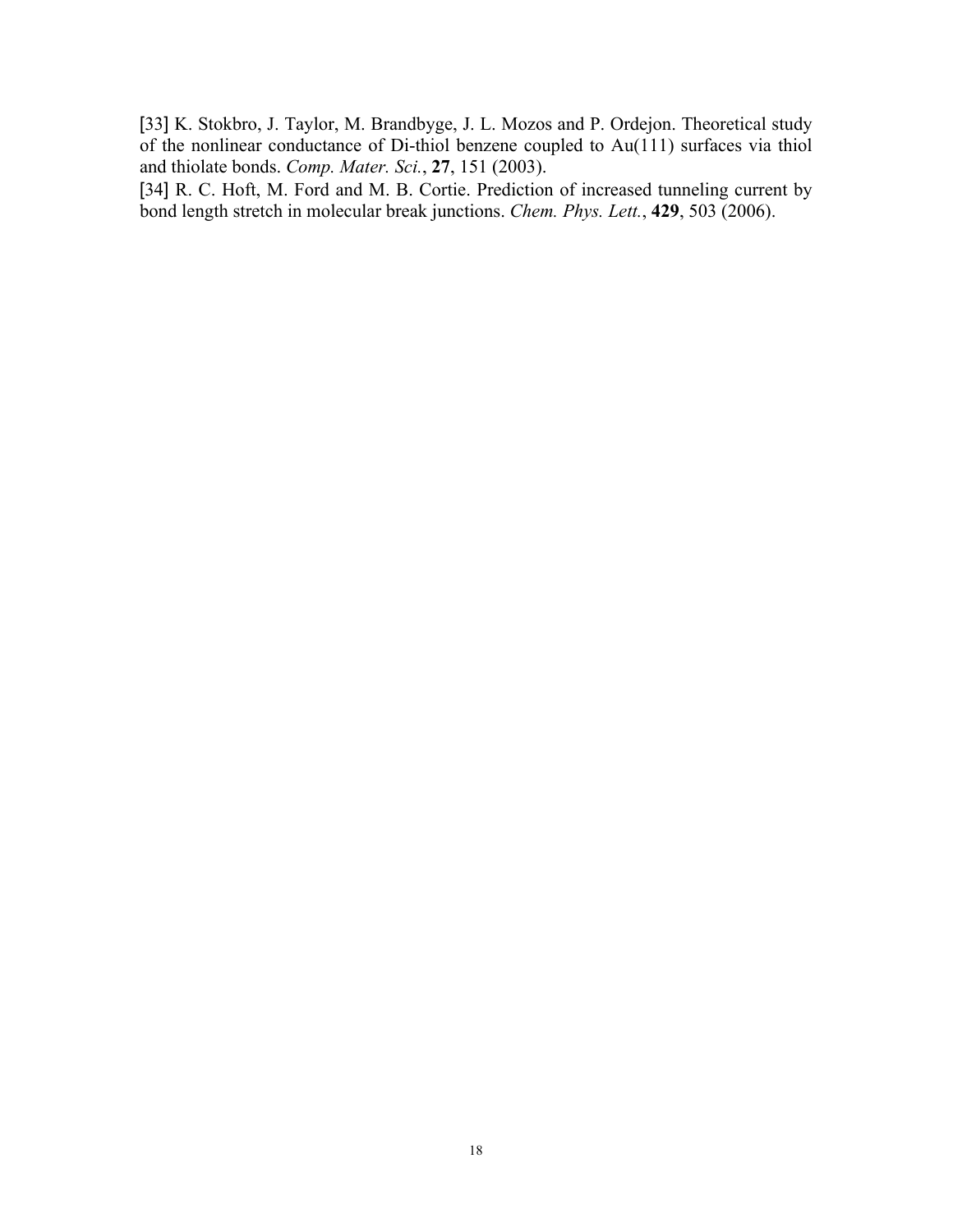[33] K. Stokbro, J. Taylor, M. Brandbyge, J. L. Mozos and P. Ordejon. Theoretical study of the nonlinear conductance of Di-thiol benzene coupled to Au(111) surfaces via thiol and thiolate bonds. *Comp. Mater. Sci.*, **27**, 151 (2003).

[34] R. C. Hoft, M. Ford and M. B. Cortie. Prediction of increased tunneling current by bond length stretch in molecular break junctions. *Chem. Phys. Lett.*, **429**, 503 (2006).